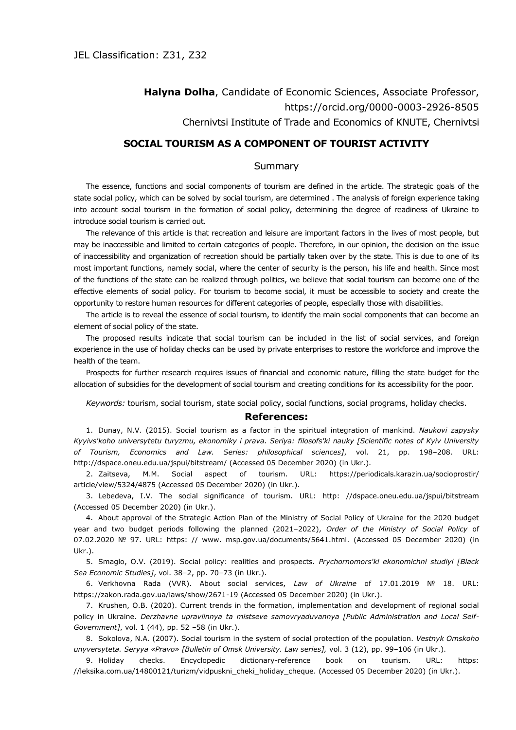JEL Classification: Z31, Z32

**Halyna Dolha**, Candidate of Economic Sciences, Associate Professor,
https://orcid.org/0000-0003-2926-8505
Chernivtsi Institute of Trade and Economics of KNUTE, Chernivtsi

## SOCIAL TOURISM AS A COMPONENT OF TOURIST ACTIVITY

### Summary

The essence, functions and social components of tourism are defined in the article. The strategic goals of the state social policy, which can be solved by social tourism, are determined . The analysis of foreign experience taking into account social tourism in the formation of social policy, determining the degree of readiness of Ukraine to introduce social tourism is carried out.

The relevance of this article is that recreation and leisure are important factors in the lives of most people, but may be inaccessible and limited to certain categories of people. Therefore, in our opinion, the decision on the issue of inaccessibility and organization of recreation should be partially taken over by the state. This is due to one of its most important functions, namely social, where the center of security is the person, his life and health. Since most of the functions of the state can be realized through politics, we believe that social tourism can become one of the effective elements of social policy. For tourism to become social, it must be accessible to society and create the opportunity to restore human resources for different categories of people, especially those with disabilities.

The article is to reveal the essence of social tourism, to identify the main social components that can become an element of social policy of the state.

The proposed results indicate that social tourism can be included in the list of social services, and foreign experience in the use of holiday checks can be used by private enterprises to restore the workforce and improve the health of the team.

Prospects for further research requires issues of financial and economic nature, filling the state budget for the allocation of subsidies for the development of social tourism and creating conditions for its accessibility for the poor.

*Keywords:* tourism, social tourism, state social policy, social functions, social programs, holiday checks.

### References:

1. Dunay, N.V. (2015). Social tourism as a factor in the spiritual integration of mankind. *Naukovi zapysky Kyyivs'koho universytetu turyzmu, ekonomiky i prava. Seriya: filosofs'ki nauky [Scientific notes of Kyiv University of Tourism, Economics and Law. Series: philosophical sciences]*, vol. 21, pp. 198–208. URL: http://dspace.oneu.edu.ua/jspui/bitstream/ (Accessed 05 December 2020) (in Ukr.).
2. Zaitseva, M.M. Social aspect of tourism. URL: https://periodicals.karazin.ua/socioprostir/article/view/5324/4875 (Accessed 05 December 2020) (in Ukr.).
3. Lebedeva, I.V. The social significance of tourism. URL: http: //dspace.oneu.edu.ua/jspui/bitstream (Accessed 05 December 2020) (in Ukr.).
4. About approval of the Strategic Action Plan of the Ministry of Social Policy of Ukraine for the 2020 budget year and two budget periods following the planned (2021–2022), *Order of the Ministry of Social Policy* of 07.02.2020 № 97. URL: https: // www. msp.gov.ua/documents/5641.html. (Accessed 05 December 2020) (in Ukr.).
5. Smaglo, O.V. (2019). Social policy: realities and prospects. *Prychornomors'ki ekonomichni studiyi [Black Sea Economic Studies]*, vol. 38–2, pp. 70–73 (in Ukr.).
6. Verkhovna Rada (VVR). About social services, *Law of Ukraine* of 17.01.2019 № 18. URL: https://zakon.rada.gov.ua/laws/show/2671-19 (Accessed 05 December 2020) (in Ukr.).
7. Krushen, O.B. (2020). Current trends in the formation, implementation and development of regional social policy in Ukraine. *Derzhavne upravlinnya ta mistseve samovryaduvannya [Public Administration and Local Self-Government]*, vol. 1 (44), pp. 52 –58 (in Ukr.).
8. Sokolova, N.A. (2007). Social tourism in the system of social protection of the population. *Vestnyk Omskoho unyversyteta. Seryya «Pravo» [Bulletin of Omsk University. Law series],* vol. 3 (12), pp. 99–106 (in Ukr.).
9. Holiday checks. Encyclopedic dictionary-reference book on tourism. URL: https: //leksika.com.ua/14800121/turizm/vidpuskni_cheki_holiday_cheque. (Accessed 05 December 2020) (in Ukr.).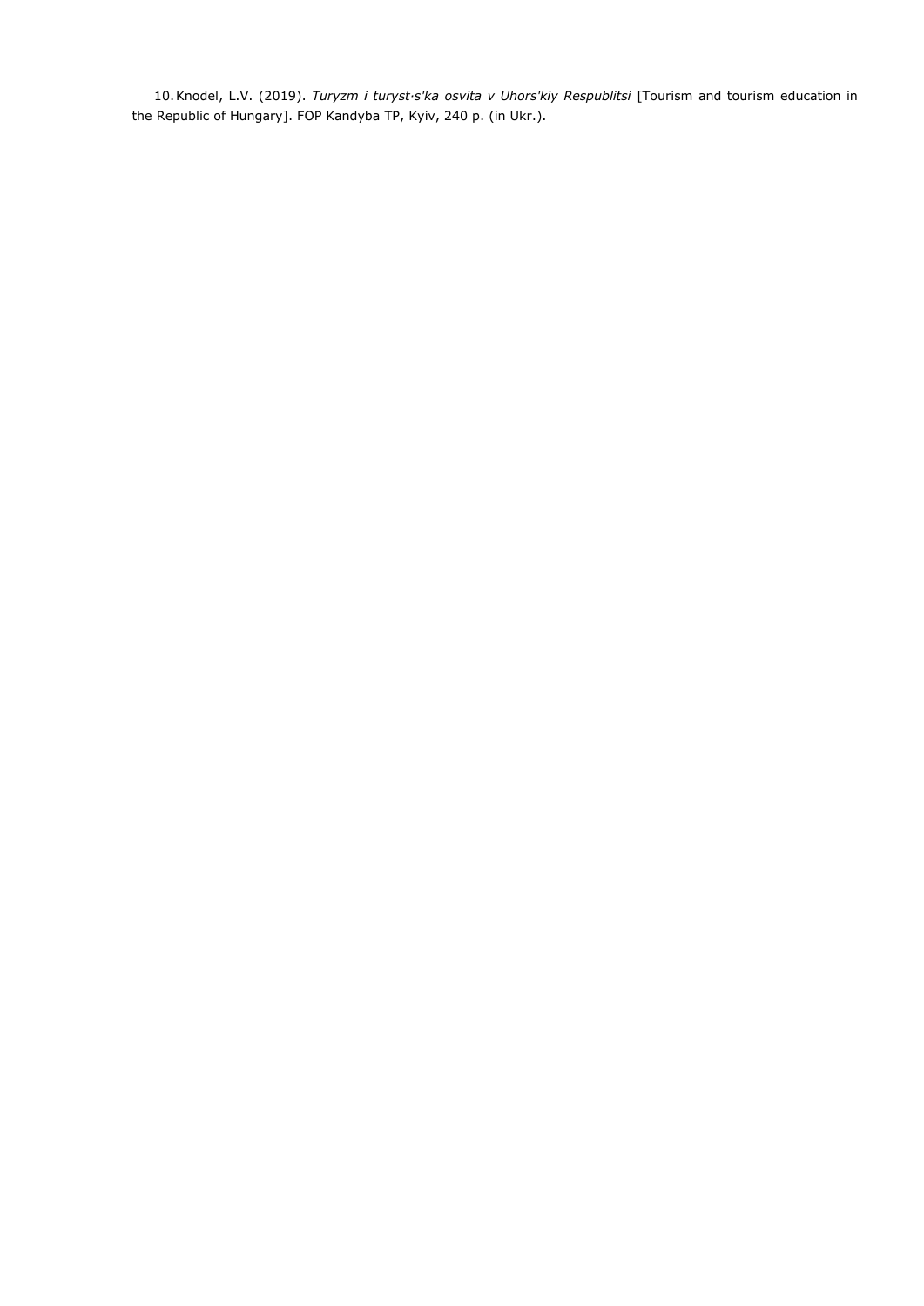10. Knodel, L.V. (2019). *Turyzm i turyst·s'ka osvita v Uhors'kiy Respublitsi* [Tourism and tourism education in the Republic of Hungary]. FOP Kandyba TP, Kyiv, 240 p. (in Ukr.).